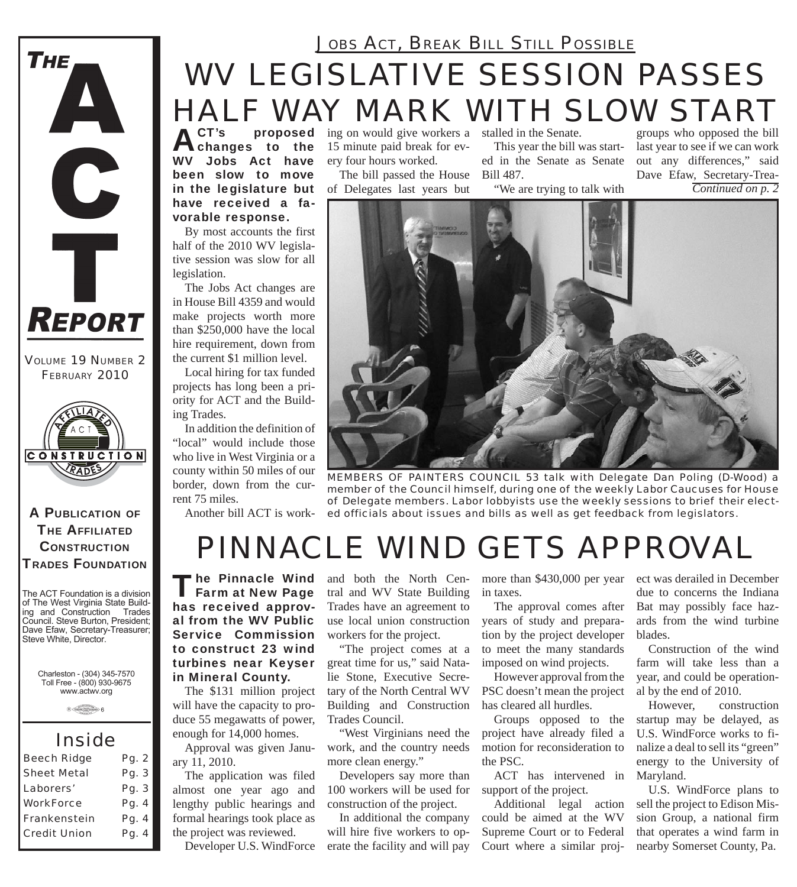# THE ACT REPORT

VOLUME 19 NUMBER 2
FEBRUARY 2010

**A PUBLICATION OF THE AFFILIATED CONSTRUCTION TRADES FOUNDATION**

The ACT Foundation is a division of The West Virginia State Building and Construction Trades Council. Steve Burton, President; Dave Efaw, Secretary-Treasurer; Steve White, Director.

Charleston - (304) 345-7570
Toll Free - (800) 930-9675
www.actwv.org

### Inside

| | |
|---|---|
| Beech Ridge | Pg. 2 |
| Sheet Metal | Pg. 3 |
| Laborers' | Pg. 3 |
| WorkForce | Pg. 4 |
| Frankenstein | Pg. 4 |
| Credit Union | Pg. 4 |

## JOBS ACT, BREAK BILL STILL POSSIBLE

# WV LEGISLATIVE SESSION PASSES HALF WAY MARK WITH SLOW START

**ACT's proposed changes to the WV Jobs Act have been slow to move in the legislature but have received a favorable response.**

By most accounts the first half of the 2010 WV legislative session was slow for all legislation.

The Jobs Act changes are in House Bill 4359 and would make projects worth more than $250,000 have the local hire requirement, down from the current $1 million level.

Local hiring for tax funded projects has long been a priority for ACT and the Building Trades.

In addition the definition of "local" would include those who live in West Virginia or a county within 50 miles of our border, down from the current 75 miles.

Another bill ACT is working on would give workers a 15 minute paid break for every four hours worked.

The bill passed the House of Delegates last years but stalled in the Senate.

This year the bill was started in the Senate as Senate Bill 487.

"We are trying to talk with groups who opposed the bill last year to see if we can work out any differences," said Dave Efaw, Secretary-Trea-

*Continued on p. 2*

MEMBERS OF PAINTERS COUNCIL 53 talk with Delegate Dan Poling (D-Wood) a member of the Council himself, during one of the weekly Labor Caucuses for House of Delegate members. Labor lobbyists use the weekly sessions to brief their elected officials about issues and bills as well as get feedback from legislators.

# PINNACLE WIND GETS APPROVAL

**The Pinnacle Wind Farm at New Page has received approval from the WV Public Service Commission to construct 23 wind turbines near Keyser in Mineral County.**

The $131 million project will have the capacity to produce 55 megawatts of power, enough for 14,000 homes.

Approval was given January 11, 2010.

The application was filed almost one year ago and lengthy public hearings and formal hearings took place as the project was reviewed.

Developer U.S. WindForce and both the North Central and WV State Building Trades have an agreement to use local union construction workers for the project.

"The project comes at a great time for us," said Natalie Stone, Executive Secretary of the North Central WV Building and Construction Trades Council.

"West Virginians need the work, and the country needs more clean energy."

Developers say more than 100 workers will be used for construction of the project.

In additional the company will hire five workers to operate the facility and will pay more than $430,000 per year in taxes.

The approval comes after years of study and preparation by the project developer to meet the many standards imposed on wind projects.

However approval from the PSC doesn't mean the project has cleared all hurdles.

Groups opposed to the project have already filed a motion for reconsideration to the PSC.

ACT has intervened in support of the project.

Additional legal action could be aimed at the WV Supreme Court or to Federal Court where a similar project was derailed in December due to concerns the Indiana Bat may possibly face hazards from the wind turbine blades.

Construction of the wind farm will take less than a year, and could be operational by the end of 2010.

However, construction startup may be delayed, as U.S. WindForce works to finalize a deal to sell its "green" energy to the University of Maryland.

U.S. WindForce plans to sell the project to Edison Mission Group, a national firm that operates a wind farm in nearby Somerset County, Pa.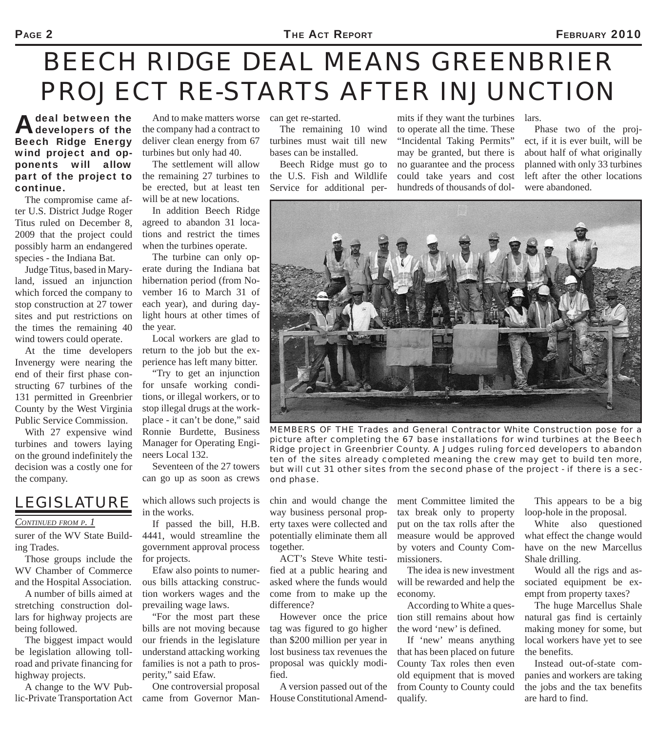# BEECH RIDGE DEAL MEANS GREENBRIER PROJECT RE-STARTS AFTER INJUNCTION

**A deal between the developers of the Beech Ridge Energy wind project and opponents will allow part of the project to continue.**

The compromise came after U.S. District Judge Roger Titus ruled on December 8, 2009 that the project could possibly harm an endangered species - the Indiana Bat.

Judge Titus, based in Maryland, issued an injunction which forced the company to stop construction at 27 tower sites and put restrictions on the times the remaining 40 wind towers could operate.

At the time developers Invenergy were nearing the end of their first phase constructing 67 turbines of the 131 permitted in Greenbrier County by the West Virginia Public Service Commission.

With 27 expensive wind turbines and towers laying on the ground indefinitely the decision was a costly one for the company.

And to make matters worse the company had a contract to deliver clean energy from 67 turbines but only had 40.

The settlement will allow the remaining 27 turbines to be erected, but at least ten will be at new locations.

In addition Beech Ridge agreed to abandon 31 locations and restrict the times when the turbines operate.

The turbine can only operate during the Indiana bat hibernation period (from November 16 to March 31 of each year), and during daylight hours at other times of the year.

Local workers are glad to return to the job but the experience has left many bitter.

"Try to get an injunction for unsafe working conditions, or illegal workers, or to stop illegal drugs at the workplace - it can't be done," said Ronnie Burdette, Business Manager for Operating Engineers Local 132.

Seventeen of the 27 towers can go up as soon as crews can get re-started.

The remaining 10 wind turbines must wait till new bases can be installed.

Beech Ridge must go to the U.S. Fish and Wildlife Service for additional permits if they want the turbines to operate all the time. These "Incidental Taking Permits" may be granted, but there is no guarantee and the process could take years and cost hundreds of thousands of dollars.

Phase two of the project, if it is ever built, will be about half of what originally planned with only 33 turbines left after the other locations were abandoned.

MEMBERS OF THE Trades and General Contractor White Construction pose for a picture after completing the 67 base installations for wind turbines at the Beech Ridge project in Greenbrier County. A Judges ruling forced developers to abandon ten of the sites already completed meaning the crew may get to build ten more, but will cut 31 other sites from the second phase of the project - if there is a second phase.

## LEGISLATURE

*CONTINUED FROM P. 1*

surer of the WV State Building Trades.

Those groups include the WV Chamber of Commerce and the Hospital Association.

A number of bills aimed at stretching construction dollars for highway projects are being followed.

The biggest impact would be legislation allowing tollroad and private financing for highway projects.

A change to the WV Public-Private Transportation Act which allows such projects is in the works.

If passed the bill, H.B. 4441, would streamline the government approval process for projects.

Efaw also points to numerous bills attacking construction workers wages and the prevailing wage laws.

"For the most part these bills are not moving because our friends in the legislature understand attacking working families is not a path to prosperity," said Efaw.

One controversial proposal came from Governor Manchin and would change the way business personal property taxes were collected and potentially eliminate them all together.

ACT's Steve White testified at a public hearing and asked where the funds would come from to make up the difference?

However once the price tag was figured to go higher than $200 million per year in lost business tax revenues the proposal was quickly modified.

A version passed out of the House Constitutional Amendment Committee limited the tax break only to property put on the tax rolls after the measure would be approved by voters and County Commissioners.

The idea is new investment will be rewarded and help the economy.

According to White a question still remains about how the word 'new' is defined.

If 'new' means anything that has been placed on future County Tax roles then even old equipment that is moved from County to County could qualify.

This appears to be a big loop-hole in the proposal.

White also questioned what effect the change would have on the new Marcellus Shale drilling.

Would all the rigs and associated equipment be exempt from property taxes?

The huge Marcellus Shale natural gas find is certainly making money for some, but local workers have yet to see the benefits.

Instead out-of-state companies and workers are taking the jobs and the tax benefits are hard to find.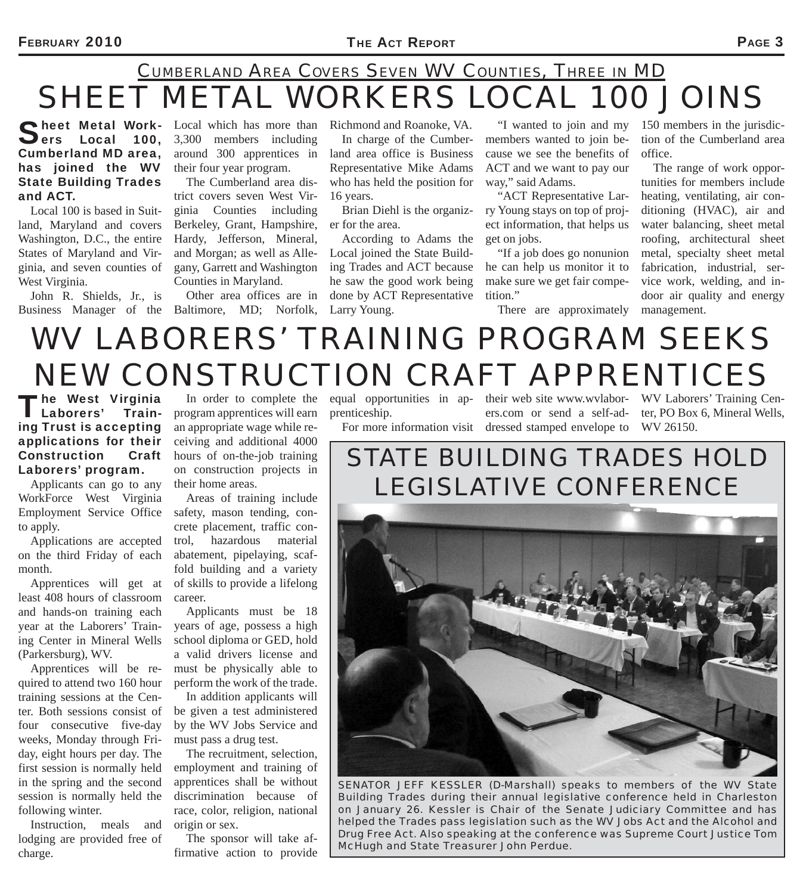## Cumberland Area Covers Seven WV Counties, Three in MD

# SHEET METAL WORKERS LOCAL 100 JOINS

**Sheet Metal Workers Local 100, Cumberland MD area, has joined the WV State Building Trades and ACT.**

Local 100 is based in Suitland, Maryland and covers Washington, D.C., the entire States of Maryland and Virginia, and seven counties of West Virginia.

John R. Shields, Jr., is Business Manager of the Local which has more than 3,300 members including around 300 apprentices in their four year program.

The Cumberland area district covers seven West Virginia Counties including Berkeley, Grant, Hampshire, Hardy, Jefferson, Mineral, and Morgan; as well as Allegany, Garrett and Washington Counties in Maryland.

Other area offices are in Baltimore, MD; Norfolk, Richmond and Roanoke, VA.

In charge of the Cumberland area office is Business Representative Mike Adams who has held the position for 16 years.

Brian Diehl is the organizer for the area.

According to Adams the Local joined the State Building Trades and ACT because he saw the good work being done by ACT Representative Larry Young.

"I wanted to join and my members wanted to join because we see the benefits of ACT and we want to pay our way," said Adams.

"ACT Representative Larry Young stays on top of project information, that helps us get on jobs.

"If a job does go nonunion he can help us monitor it to make sure we get fair competition."

There are approximately 150 members in the jurisdiction of the Cumberland area office.

The range of work opportunities for members include heating, ventilating, air conditioning (HVAC), air and water balancing, sheet metal roofing, architectural sheet metal, specialty sheet metal fabrication, industrial, service work, welding, and indoor air quality and energy management.

# WV LABORERS' TRAINING PROGRAM SEEKS NEW CONSTRUCTION CRAFT APPRENTICES

**The West Virginia Laborers' Training Trust is accepting applications for their Construction Craft Laborers' program.**

Applicants can go to any WorkForce West Virginia Employment Service Office to apply.

Applications are accepted on the third Friday of each month.

Apprentices will get at least 408 hours of classroom and hands-on training each year at the Laborers' Training Center in Mineral Wells (Parkersburg), WV.

Apprentices will be required to attend two 160 hour training sessions at the Center. Both sessions consist of four consecutive five-day weeks, Monday through Friday, eight hours per day. The first session is normally held in the spring and the second session is normally held the following winter.

Instruction, meals and lodging are provided free of charge.

In order to complete the program apprentices will earn an appropriate wage while receiving and additional 4000 hours of on-the-job training on construction projects in their home areas.

Areas of training include safety, mason tending, concrete placement, traffic control, hazardous material abatement, pipelaying, scaffold building and a variety of skills to provide a lifelong career.

Applicants must be 18 years of age, possess a high school diploma or GED, hold a valid drivers license and must be physically able to perform the work of the trade.

In addition applicants will be given a test administered by the WV Jobs Service and must pass a drug test.

The recruitment, selection, employment and training of apprentices shall be without discrimination because of race, color, religion, national origin or sex.

The sponsor will take affirmative action to provide equal opportunities in apprenticeship.

For more information visit their web site www.wvlaborers.com or send a self-addressed stamped envelope to WV Laborers' Training Center, PO Box 6, Mineral Wells, WV 26150.

# STATE BUILDING TRADES HOLD LEGISLATIVE CONFERENCE

SENATOR JEFF KESSLER (D-Marshall) speaks to members of the WV State Building Trades during their annual legislative conference held in Charleston on January 26. Kessler is Chair of the Senate Judiciary Committee and has helped the Trades pass legislation such as the WV Jobs Act and the Alcohol and Drug Free Act. Also speaking at the conference was Supreme Court Justice Tom McHugh and State Treasurer John Perdue.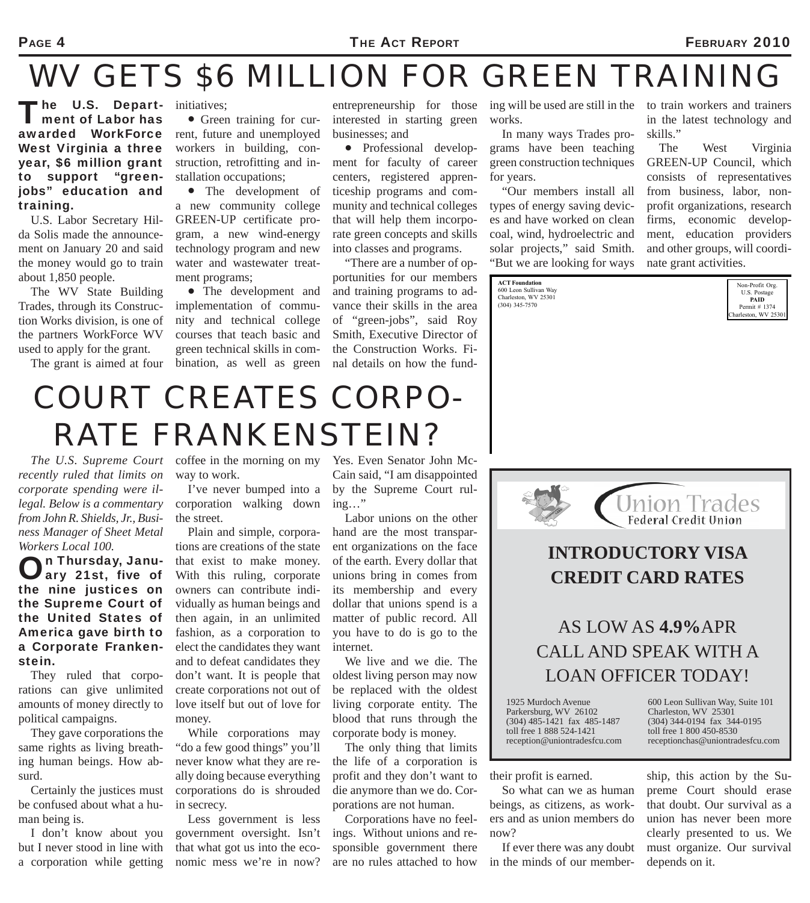# WV GETS $6 MILLION FOR GREEN TRAINING

**The U.S. Department of Labor has awarded WorkForce West Virginia a three year, $6 million grant to support "green-jobs" education and training.**

U.S. Labor Secretary Hilda Solis made the announcement on January 20 and said the money would go to train about 1,850 people.

The WV State Building Trades, through its Construction Works division, is one of the partners WorkForce WV used to apply for the grant.

The grant is aimed at four initiatives;

- Green training for current, future and unemployed workers in building, construction, retrofitting and installation occupations;
- The development of a new community college GREEN-UP certificate program, a new wind-energy technology program and new water and wastewater treatment programs;
- The development and implementation of community and technical college courses that teach basic and green technical skills in combination, as well as green entrepreneurship for those interested in starting green businesses; and
- Professional development for faculty of career centers, registered apprenticeship programs and community and technical colleges that will help them incorporate green concepts and skills into classes and programs.

"There are a number of opportunities for our members and training programs to advance their skills in the area of "green-jobs", said Roy Smith, Executive Director of the Construction Works. Final details on how the funding will be used are still in the works.

In many ways Trades programs have been teaching green construction techniques for years.

"Our members install all types of energy saving devices and have worked on clean coal, wind, hydroelectric and solar projects," said Smith. "But we are looking for ways to train workers and trainers in the latest technology and skills."

The West Virginia GREEN-UP Council, which consists of representatives from business, labor, nonprofit organizations, research firms, economic development, education providers and other groups, will coordinate grant activities.

**ACT Foundation**
600 Leon Sullivan Way
Charleston, WV 25301
(304) 345-7570

Non-Profit Org.
U.S. Postage
**PAID**
Permit # 1374
Charleston, WV 25301

# COURT CREATES CORPORATE FRANKENSTEIN?

*The U.S. Supreme Court recently ruled that limits on corporate spending were illegal. Below is a commentary from John R. Shields, Jr., Business Manager of Sheet Metal Workers Local 100.*

**On Thursday, January 21st, five of the nine justices on the Supreme Court of the United States of America gave birth to a Corporate Frankenstein.**

They ruled that corporations can give unlimited amounts of money directly to political campaigns.

They gave corporations the same rights as living breathing human beings. How absurd.

Certainly the justices must be confused about what a human being is.

I don't know about you but I never stood in line with a corporation while getting coffee in the morning on my way to work.

I've never bumped into a corporation walking down the street.

Plain and simple, corporations are creations of the state that exist to make money. With this ruling, corporate owners can contribute individually as human beings and then again, in an unlimited fashion, as a corporation to elect the candidates they want and to defeat candidates they don't want. It is people that create corporations not out of love itself but out of love for money.

While corporations may "do a few good things" you'll never know what they are really doing because everything corporations do is shrouded in secrecy.

Less government is less government oversight. Isn't that what got us into the economic mess we're in now? Yes. Even Senator John McCain said, "I am disappointed by the Supreme Court ruling…"

Labor unions on the other hand are the most transparent organizations on the face of the earth. Every dollar that unions bring in comes from its membership and every dollar that unions spend is a matter of public record. All you have to do is go to the internet.

We live and we die. The oldest living person may now be replaced with the oldest living corporate entity. The blood that runs through the corporate body is money.

The only thing that limits the life of a corporation is profit and they don't want to die anymore than we do. Corporations are not human.

Corporations have no feelings. Without unions and responsible government there are no rules attached to how their profit is earned.

So what can we as human beings, as citizens, as workers and as union members do now?

If ever there was any doubt in the minds of our membership, this action by the Supreme Court should erase that doubt. Our survival as a union has never been more clearly presented to us. We must organize. Our survival depends on it.

Union Trades
Federal Credit Union

## INTRODUCTORY VISA CREDIT CARD RATES

AS LOW AS **4.9%** APR
CALL AND SPEAK WITH A LOAN OFFICER TODAY!

1925 Murdoch Avenue
Parkersburg, WV 26102
(304) 485-1421 fax 485-1487
toll free 1 888 524-1421
reception@uniontradesfcu.com

600 Leon Sullivan Way, Suite 101
Charleston, WV 25301
(304) 344-0194 fax 344-0195
toll free 1 800 450-8530
receptionchas@uniontradesfcu.com